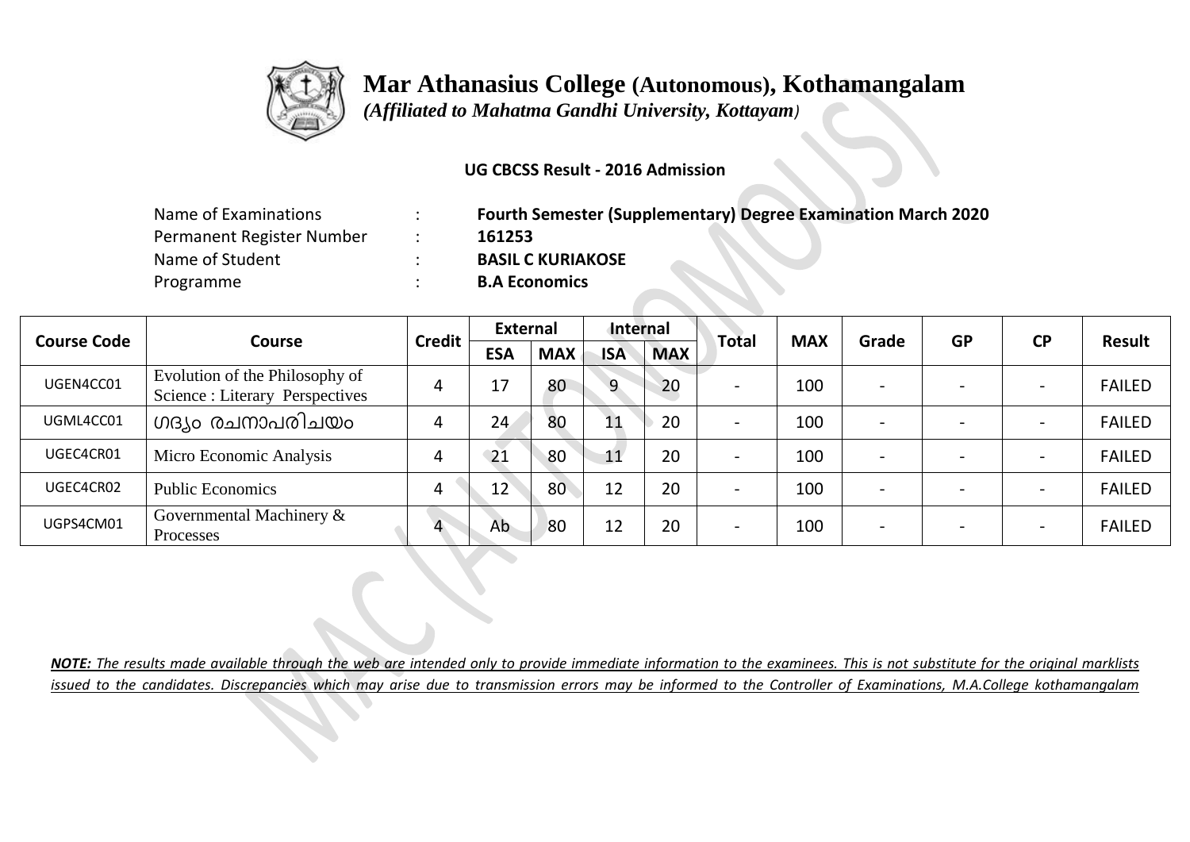# Mar Athanasius College (Autonomous), Kothamangalam

*(Affiliated to Mahatma Gandhi University, Kottayam)*

**UG CBCSS Result - 2016 Admission**

| | | |
|---|---|---|
| Name of Examinations | : | **Fourth Semester (Supplementary) Degree Examination March 2020** |
| Permanent Register Number | : | **161253** |
| Name of Student | : | **BASIL C KURIAKOSE** |
| Programme | : | **B.A Economics** |

| Course Code | Course | Credit | External | | Internal | | Total | MAX | Grade | GP | CP | Result |
|---|---|---|---|---|---|---|---|---|---|---|---|---|
| | | | ESA | MAX | ISA | MAX | | | | | | |
| UGEN4CC01 | Evolution of the Philosophy of Science : Literary Perspectives | 4 | 17 | 80 | 9 | 20 | - | 100 | - | - | - | FAILED |
| UGML4CC01 | ഗദ്യം രചനാപരിചയം | 4 | 24 | 80 | 11 | 20 | - | 100 | - | - | - | FAILED |
| UGEC4CR01 | Micro Economic Analysis | 4 | 21 | 80 | 11 | 20 | - | 100 | - | - | - | FAILED |
| UGEC4CR02 | Public Economics | 4 | 12 | 80 | 12 | 20 | - | 100 | - | - | - | FAILED |
| UGPS4CM01 | Governmental Machinery & Processes | 4 | Ab | 80 | 12 | 20 | - | 100 | - | - | - | FAILED |

***NOTE:** The results made available through the web are intended only to provide immediate information to the examinees. This is not substitute for the original marklists issued to the candidates. Discrepancies which may arise due to transmission errors may be informed to the Controller of Examinations, M.A.College kothamangalam*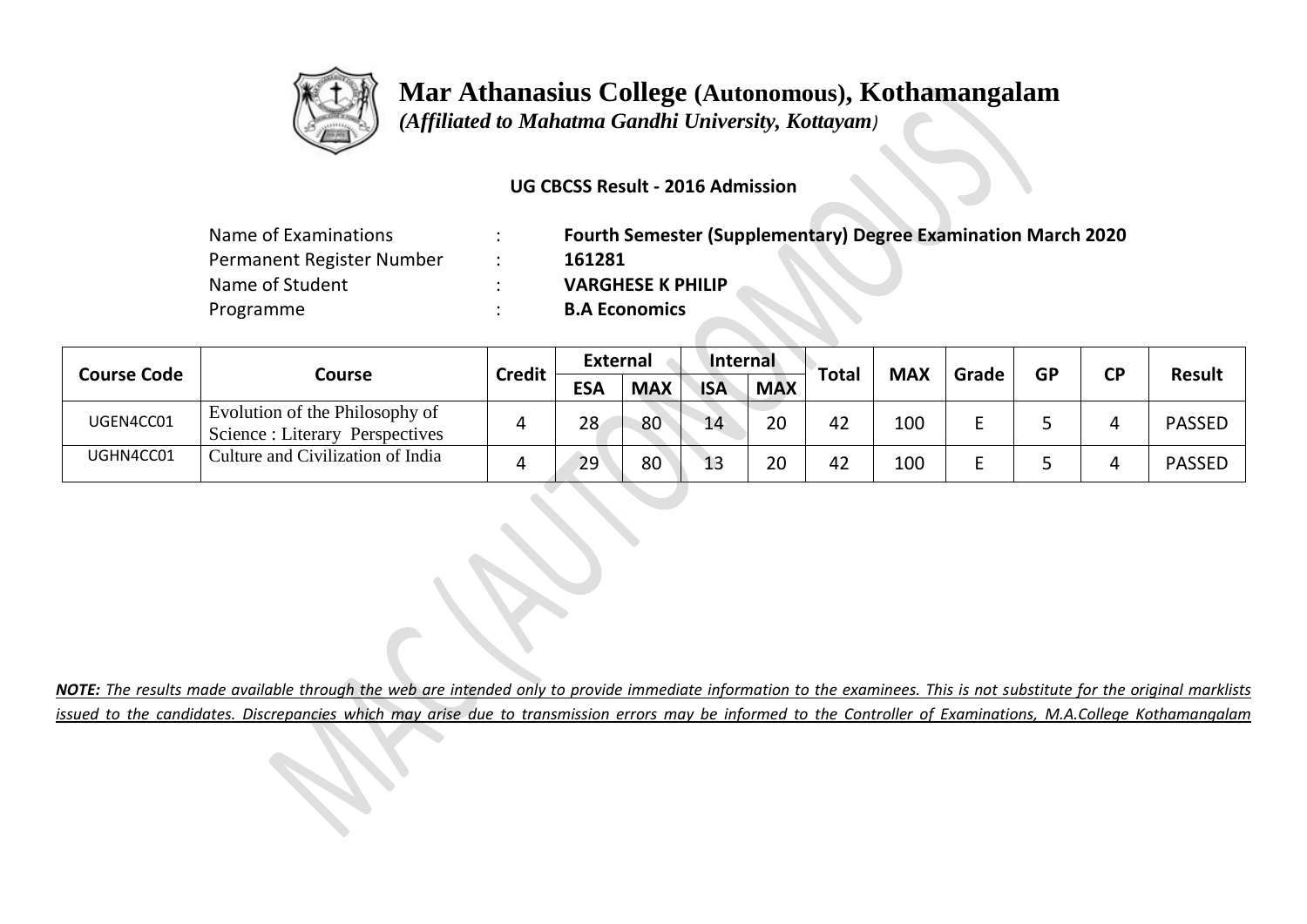# Mar Athanasius College (Autonomous), Kothamangalam

*(Affiliated to Mahatma Gandhi University, Kottayam)*

**UG CBCSS Result - 2016 Admission**

| | | |
|---|---|---|
| Name of Examinations | : | **Fourth Semester (Supplementary) Degree Examination March 2020** |
| Permanent Register Number | : | **161281** |
| Name of Student | : | **VARGHESE K PHILIP** |
| Programme | : | **B.A Economics** |

| Course Code | Course | Credit | External | | Internal | | Total | MAX | Grade | GP | CP | Result |
|---|---|---|---|---|---|---|---|---|---|---|---|---|
| | | | ESA | MAX | ISA | MAX | | | | | | |
| UGEN4CC01 | Evolution of the Philosophy of Science : Literary Perspectives | 4 | 28 | 80 | 14 | 20 | 42 | 100 | E | 5 | 4 | PASSED |
| UGHN4CC01 | Culture and Civilization of India | 4 | 29 | 80 | 13 | 20 | 42 | 100 | E | 5 | 4 | PASSED |

***NOTE:** The results made available through the web are intended only to provide immediate information to the examinees. This is not substitute for the original marklists issued to the candidates. Discrepancies which may arise due to transmission errors may be informed to the Controller of Examinations, M.A.College Kothamangalam*